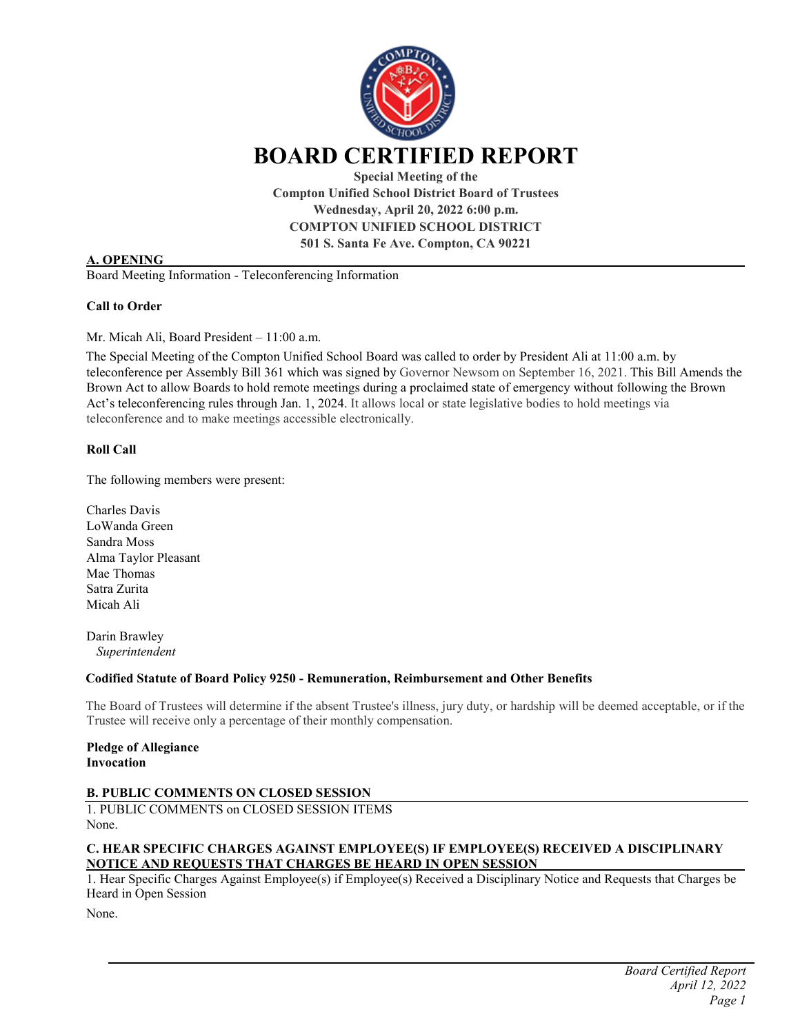# BOARD CERTIFIED REPORT

**Special Meeting of the**
**Compton Unified School District Board of Trustees**
**Wednesday, April 20, 2022 6:00 p.m.**
**COMPTON UNIFIED SCHOOL DISTRICT**
**501 S. Santa Fe Ave. Compton, CA 90221**

## A. OPENING

Board Meeting Information - Teleconferencing Information

**Call to Order**

Mr. Micah Ali, Board President – 11:00 a.m.

The Special Meeting of the Compton Unified School Board was called to order by President Ali at 11:00 a.m. by teleconference per Assembly Bill 361 which was signed by Governor Newsom on September 16, 2021. This Bill Amends the Brown Act to allow Boards to hold remote meetings during a proclaimed state of emergency without following the Brown Act's teleconferencing rules through Jan. 1, 2024. It allows local or state legislative bodies to hold meetings via teleconference and to make meetings accessible electronically.

**Roll Call**

The following members were present:

Charles Davis
LoWanda Green
Sandra Moss
Alma Taylor Pleasant
Mae Thomas
Satra Zurita
Micah Ali

Darin Brawley
*Superintendent*

**Codified Statute of Board Policy 9250 - Remuneration, Reimbursement and Other Benefits**

The Board of Trustees will determine if the absent Trustee's illness, jury duty, or hardship will be deemed acceptable, or if the Trustee will receive only a percentage of their monthly compensation.

**Pledge of Allegiance**
**Invocation**

## B. PUBLIC COMMENTS ON CLOSED SESSION

1. PUBLIC COMMENTS on CLOSED SESSION ITEMS
None.

## C. HEAR SPECIFIC CHARGES AGAINST EMPLOYEE(S) IF EMPLOYEE(S) RECEIVED A DISCIPLINARY NOTICE AND REQUESTS THAT CHARGES BE HEARD IN OPEN SESSION

1. Hear Specific Charges Against Employee(s) if Employee(s) Received a Disciplinary Notice and Requests that Charges be Heard in Open Session

None.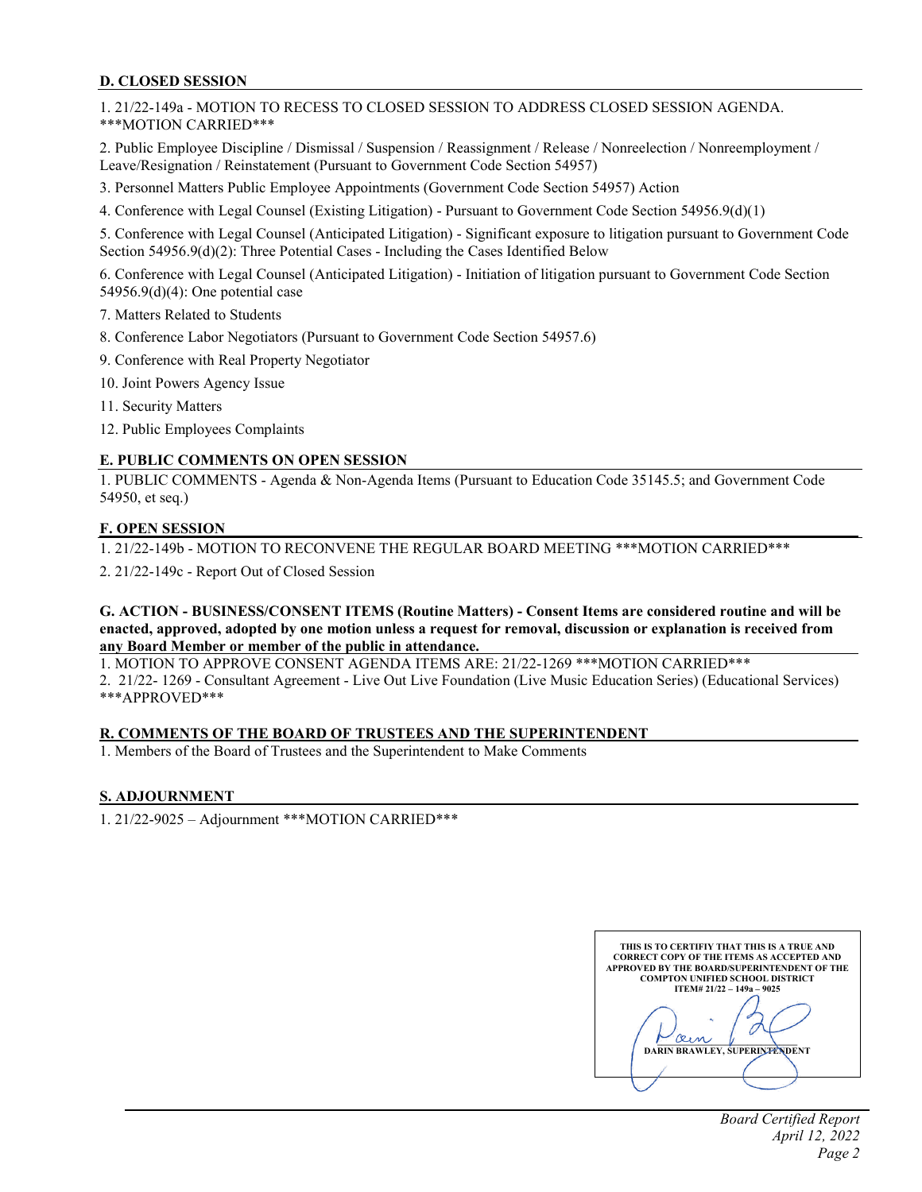## D. CLOSED SESSION

1. 21/22-149a - MOTION TO RECESS TO CLOSED SESSION TO ADDRESS CLOSED SESSION AGENDA. ***MOTION CARRIED***

2. Public Employee Discipline / Dismissal / Suspension / Reassignment / Release / Nonreelection / Nonreemployment / Leave/Resignation / Reinstatement (Pursuant to Government Code Section 54957)

3. Personnel Matters Public Employee Appointments (Government Code Section 54957) Action

4. Conference with Legal Counsel (Existing Litigation) - Pursuant to Government Code Section 54956.9(d)(1)

5. Conference with Legal Counsel (Anticipated Litigation) - Significant exposure to litigation pursuant to Government Code Section 54956.9(d)(2): Three Potential Cases - Including the Cases Identified Below

6. Conference with Legal Counsel (Anticipated Litigation) - Initiation of litigation pursuant to Government Code Section 54956.9(d)(4): One potential case

7. Matters Related to Students

8. Conference Labor Negotiators (Pursuant to Government Code Section 54957.6)

9. Conference with Real Property Negotiator

10. Joint Powers Agency Issue

11. Security Matters

12. Public Employees Complaints

## E. PUBLIC COMMENTS ON OPEN SESSION

1. PUBLIC COMMENTS - Agenda & Non-Agenda Items (Pursuant to Education Code 35145.5; and Government Code 54950, et seq.)

## F. OPEN SESSION

1. 21/22-149b - MOTION TO RECONVENE THE REGULAR BOARD MEETING ***MOTION CARRIED***

2. 21/22-149c - Report Out of Closed Session

## G. ACTION - BUSINESS/CONSENT ITEMS (Routine Matters) - Consent Items are considered routine and will be enacted, approved, adopted by one motion unless a request for removal, discussion or explanation is received from any Board Member or member of the public in attendance.

1. MOTION TO APPROVE CONSENT AGENDA ITEMS ARE: 21/22-1269 ***MOTION CARRIED***

2. 21/22- 1269 - Consultant Agreement - Live Out Live Foundation (Live Music Education Series) (Educational Services) ***APPROVED***

## R. COMMENTS OF THE BOARD OF TRUSTEES AND THE SUPERINTENDENT

1. Members of the Board of Trustees and the Superintendent to Make Comments

## S. ADJOURNMENT

1. 21/22-9025 – Adjournment ***MOTION CARRIED***

**THIS IS TO CERTIFIY THAT THIS IS A TRUE AND CORRECT COPY OF THE ITEMS AS ACCEPTED AND APPROVED BY THE BOARD/SUPERINTENDENT OF THE COMPTON UNIFIED SCHOOL DISTRICT**
**ITEM# 21/22 – 149a – 9025**

**DARIN BRAWLEY, SUPERINTENDENT**

*Board Certified Report*
*April 12, 2022*